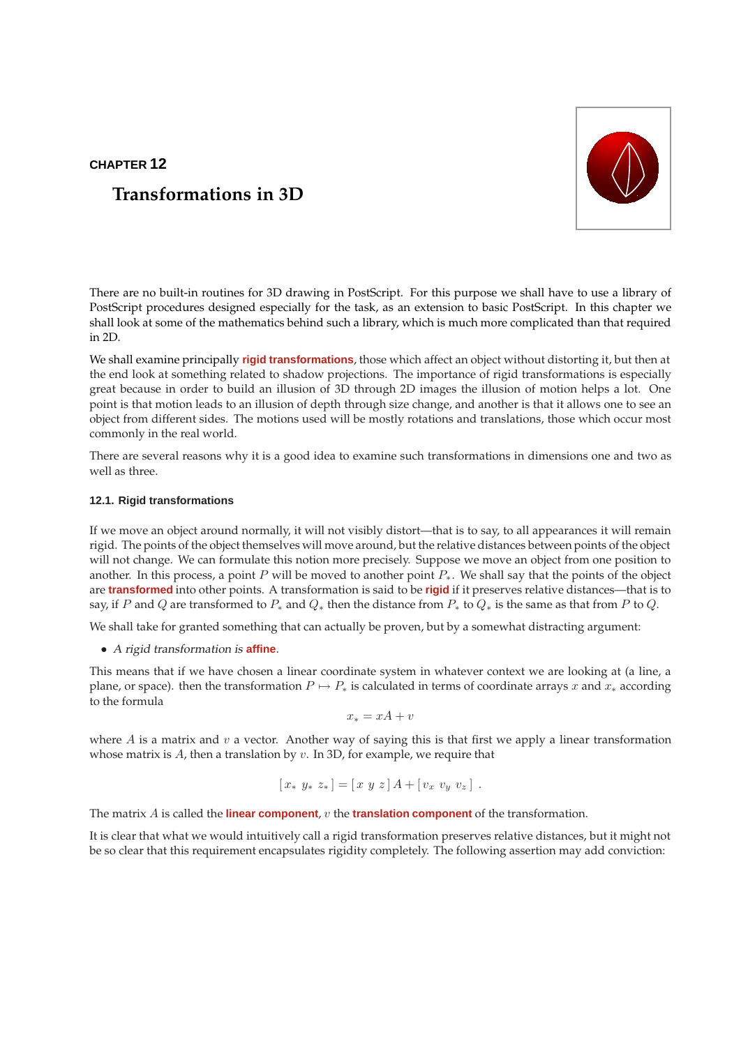CHAPTER 12

# Transformations in 3D

There are no built-in routines for 3D drawing in PostScript. For this purpose we shall have to use a library of PostScript procedures designed especially for the task, as an extension to basic PostScript. In this chapter we shall look at some of the mathematics behind such a library, which is much more complicated than that required in 2D.

We shall examine principally **rigid transformations**, those which affect an object without distorting it, but then at the end look at something related to shadow projections. The importance of rigid transformations is especially great because in order to build an illusion of 3D through 2D images the illusion of motion helps a lot. One point is that motion leads to an illusion of depth through size change, and another is that it allows one to see an object from different sides. The motions used will be mostly rotations and translations, those which occur most commonly in the real world.

There are several reasons why it is a good idea to examine such transformations in dimensions one and two as well as three.

### 12.1. Rigid transformations

If we move an object around normally, it will not visibly distort—that is to say, to all appearances it will remain rigid. The points of the object themselves will move around, but the relative distances between points of the object will not change. We can formulate this notion more precisely. Suppose we move an object from one position to another. In this process, a point $P$ will be moved to another point $P_*$. We shall say that the points of the object are **transformed** into other points. A transformation is said to be **rigid** if it preserves relative distances—that is to say, if $P$ and $Q$ are transformed to $P_*$ and $Q_*$ then the distance from $P_*$ to $Q_*$ is the same as that from $P$ to $Q$.

We shall take for granted something that can actually be proven, but by a somewhat distracting argument:

- *A rigid transformation is* **affine**.

This means that if we have chosen a linear coordinate system in whatever context we are looking at (a line, a plane, or space). then the transformation $P \mapsto P_*$ is calculated in terms of coordinate arrays $x$ and $x_*$ according to the formula

$$x_* = xA + v$$

where $A$ is a matrix and $v$ a vector. Another way of saying this is that first we apply a linear transformation whose matrix is $A$, then a translation by $v$. In 3D, for example, we require that

$$[\, x_* \ y_* \ z_* \,] = [\, x \ y \ z \,]\, A + [\, v_x \ v_y \ v_z \,] \ .$$

The matrix $A$ is called the **linear component**, $v$ the **translation component** of the transformation.

It is clear that what we would intuitively call a rigid transformation preserves relative distances, but it might not be so clear that this requirement encapsulates rigidity completely. The following assertion may add conviction: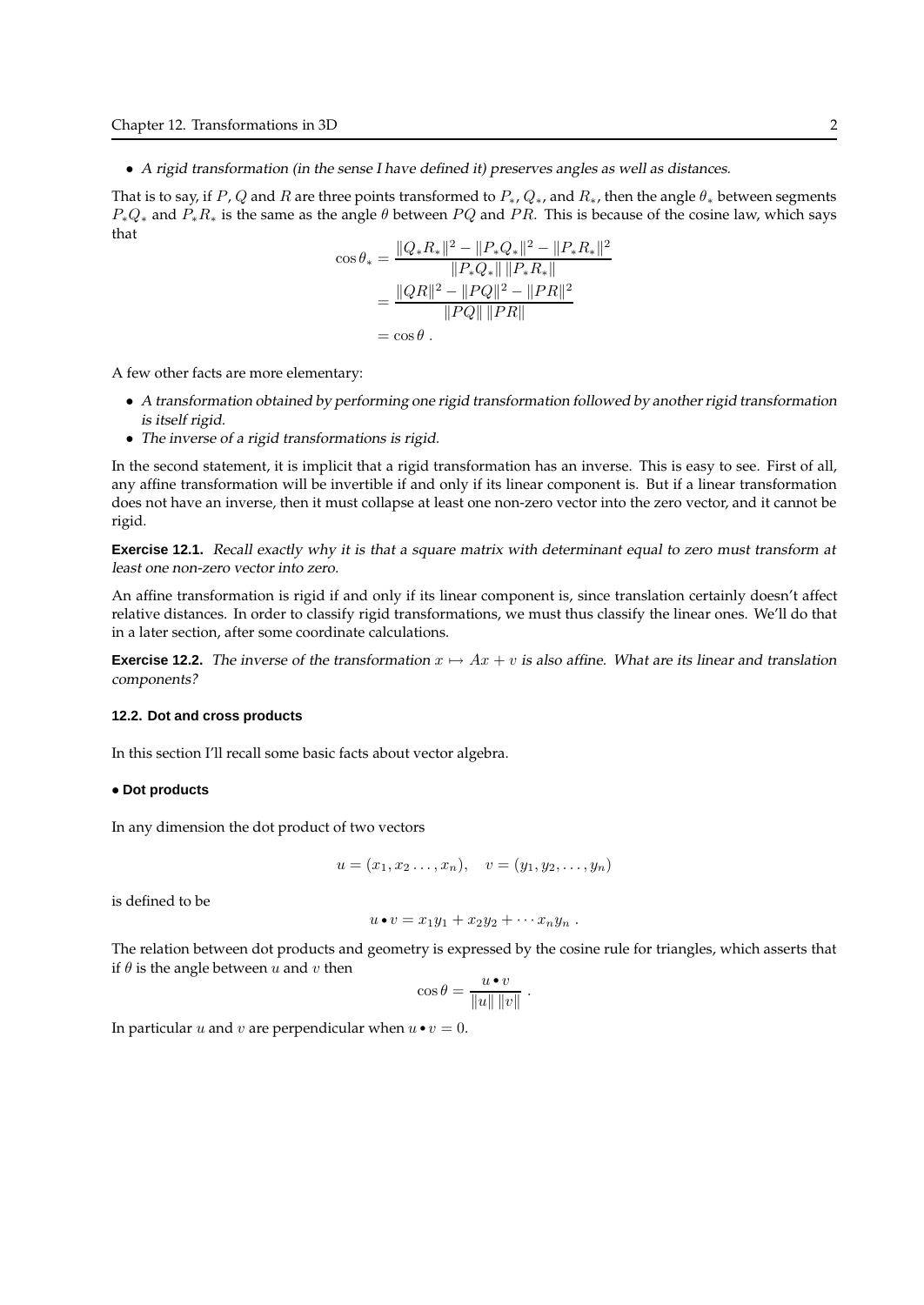- *A rigid transformation (in the sense I have defined it) preserves angles as well as distances.*

That is to say, if $P$, $Q$ and $R$ are three points transformed to $P_*$, $Q_*$, and $R_*$, then the angle $\theta_*$ between segments $P_*Q_*$ and $P_*R_*$ is the same as the angle $\theta$ between $PQ$ and $PR$. This is because of the cosine law, which says that

$$\begin{aligned}
\cos\theta_* &= \frac{\|Q_*R_*\|^2 - \|P_*Q_*\|^2 - \|P_*R_*\|^2}{\|P_*Q_*\|\,\|P_*R_*\|} \\
&= \frac{\|QR\|^2 - \|PQ\|^2 - \|PR\|^2}{\|PQ\|\,\|PR\|} \\
&= \cos\theta \ .
\end{aligned}$$

A few other facts are more elementary:

- *A transformation obtained by performing one rigid transformation followed by another rigid transformation is itself rigid.*
- *The inverse of a rigid transformations is rigid.*

In the second statement, it is implicit that a rigid transformation has an inverse. This is easy to see. First of all, any affine transformation will be invertible if and only if its linear component is. But if a linear transformation does not have an inverse, then it must collapse at least one non-zero vector into the zero vector, and it cannot be rigid.

**Exercise 12.1.** *Recall exactly why it is that a square matrix with determinant equal to zero must transform at least one non-zero vector into zero.*

An affine transformation is rigid if and only if its linear component is, since translation certainly doesn't affect relative distances. In order to classify rigid transformations, we must thus classify the linear ones. We'll do that in a later section, after some coordinate calculations.

**Exercise 12.2.** *The inverse of the transformation $x \mapsto Ax + v$ is also affine. What are its linear and translation components?*

### 12.2. Dot and cross products

In this section I'll recall some basic facts about vector algebra.

#### • Dot products

In any dimension the dot product of two vectors

$$u = (x_1, x_2 \ldots, x_n), \quad v = (y_1, y_2, \ldots, y_n)$$

is defined to be

$$u \bullet v = x_1y_1 + x_2y_2 + \cdots x_ny_n \ .$$

The relation between dot products and geometry is expressed by the cosine rule for triangles, which asserts that if $\theta$ is the angle between $u$ and $v$ then

$$\cos\theta = \frac{u \bullet v}{\|u\|\,\|v\|} \ .$$

In particular $u$ and $v$ are perpendicular when $u \bullet v = 0$.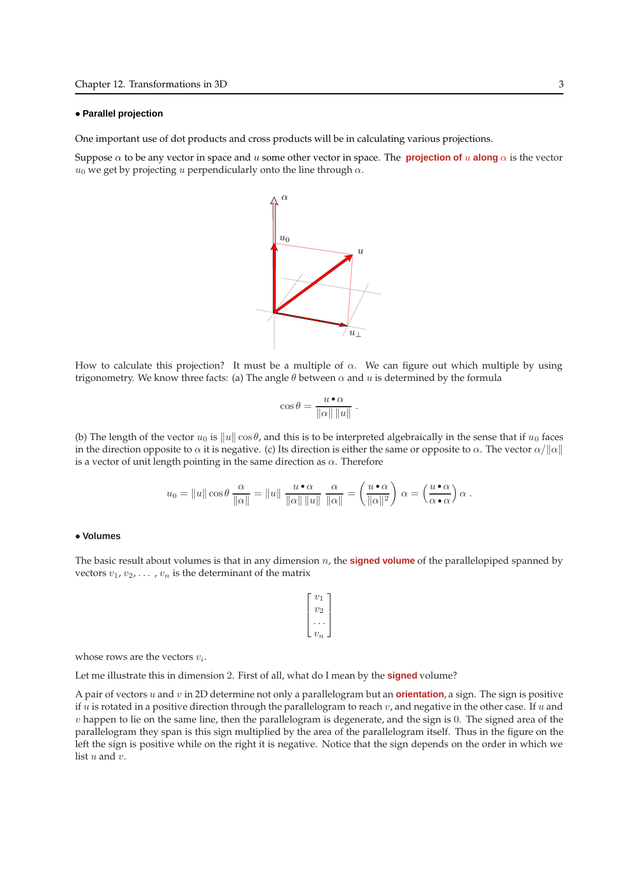**• Parallel projection**

One important use of dot products and cross products will be in calculating various projections.

Suppose $\alpha$ to be any vector in space and $u$ some other vector in space. The **projection of $u$ along $\alpha$** is the vector $u_0$ we get by projecting $u$ perpendicularly onto the line through $\alpha$.

How to calculate this projection? It must be a multiple of $\alpha$. We can figure out which multiple by using trigonometry. We know three facts: (a) The angle $\theta$ between $\alpha$ and $u$ is determined by the formula

$$\cos\theta = \frac{u \bullet \alpha}{\|\alpha\| \, \|u\|} \,.$$

(b) The length of the vector $u_0$ is $\|u\|\cos\theta$, and this is to be interpreted algebraically in the sense that if $u_0$ faces in the direction opposite to $\alpha$ it is negative. (c) Its direction is either the same or opposite to $\alpha$. The vector $\alpha/\|\alpha\|$ is a vector of unit length pointing in the same direction as $\alpha$. Therefore

$$u_0 = \|u\|\cos\theta \, \frac{\alpha}{\|\alpha\|} = \|u\| \, \frac{u \bullet \alpha}{\|\alpha\| \, \|u\|} \, \frac{\alpha}{\|\alpha\|} = \left(\frac{u \bullet \alpha}{\|\alpha\|^2}\right) \alpha = \left(\frac{u \bullet \alpha}{\alpha \bullet \alpha}\right) \alpha \,.$$

**• Volumes**

The basic result about volumes is that in any dimension $n$, the **signed volume** of the parallelopiped spanned by vectors $v_1, v_2, \ldots, v_n$ is the determinant of the matrix

$$\begin{bmatrix} v_1 \\ v_2 \\ \ldots \\ v_n \end{bmatrix}$$

whose rows are the vectors $v_i$.

Let me illustrate this in dimension 2. First of all, what do I mean by the **signed** volume?

A pair of vectors $u$ and $v$ in 2D determine not only a parallelogram but an **orientation**, a sign. The sign is positive if $u$ is rotated in a positive direction through the parallelogram to reach $v$, and negative in the other case. If $u$ and $v$ happen to lie on the same line, then the parallelogram is degenerate, and the sign is $0$. The signed area of the parallelogram they span is this sign multiplied by the area of the parallelogram itself. Thus in the figure on the left the sign is positive while on the right it is negative. Notice that the sign depends on the order in which we list $u$ and $v$.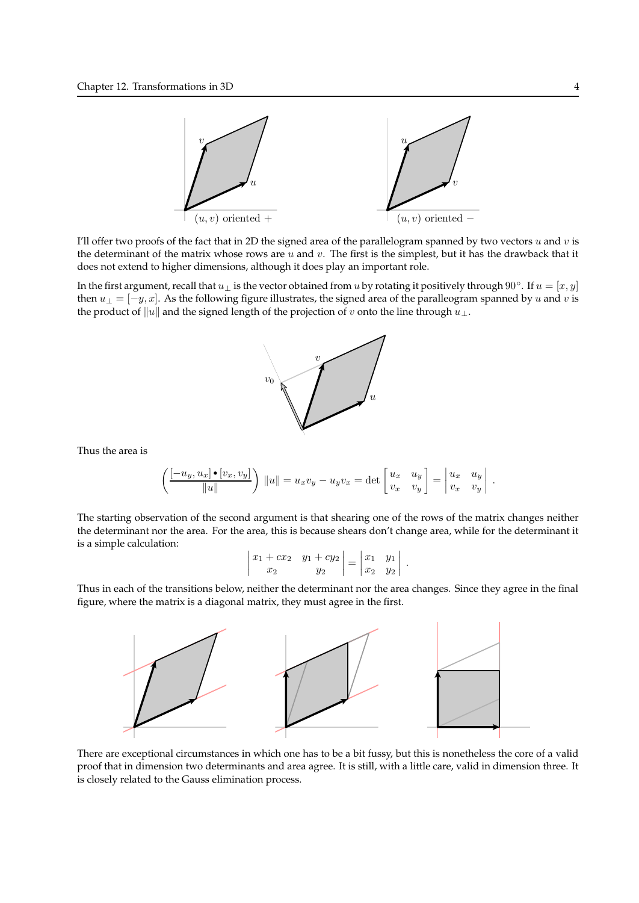$(u, v)$ oriented $+$ $(u, v)$ oriented $-$

I'll offer two proofs of the fact that in 2D the signed area of the parallelogram spanned by two vectors $u$ and $v$ is the determinant of the matrix whose rows are $u$ and $v$. The first is the simplest, but it has the drawback that it does not extend to higher dimensions, although it does play an important role.

In the first argument, recall that $u_\perp$ is the vector obtained from $u$ by rotating it positively through $90°$. If $u = [x, y]$ then $u_\perp = [-y, x]$. As the following figure illustrates, the signed area of the paralleogram spanned by $u$ and $v$ is the product of $\|u\|$ and the signed length of the projection of $v$ onto the line through $u_\perp$.

Thus the area is

$$\left( \frac{[-u_y, u_x] \bullet [v_x, v_y]}{\|u\|} \right) \|u\| = u_x v_y - u_y v_x = \det \begin{bmatrix} u_x & u_y \\ v_x & v_y \end{bmatrix} = \begin{vmatrix} u_x & u_y \\ v_x & v_y \end{vmatrix} .$$

The starting observation of the second argument is that shearing one of the rows of the matrix changes neither the determinant nor the area. For the area, this is because shears don't change area, while for the determinant it is a simple calculation:

$$\begin{vmatrix} x_1 + cx_2 & y_1 + cy_2 \\ x_2 & y_2 \end{vmatrix} = \begin{vmatrix} x_1 & y_1 \\ x_2 & y_2 \end{vmatrix} .$$

Thus in each of the transitions below, neither the determinant nor the area changes. Since they agree in the final figure, where the matrix is a diagonal matrix, they must agree in the first.

There are exceptional circumstances in which one has to be a bit fussy, but this is nonetheless the core of a valid proof that in dimension two determinants and area agree. It is still, with a little care, valid in dimension three. It is closely related to the Gauss elimination process.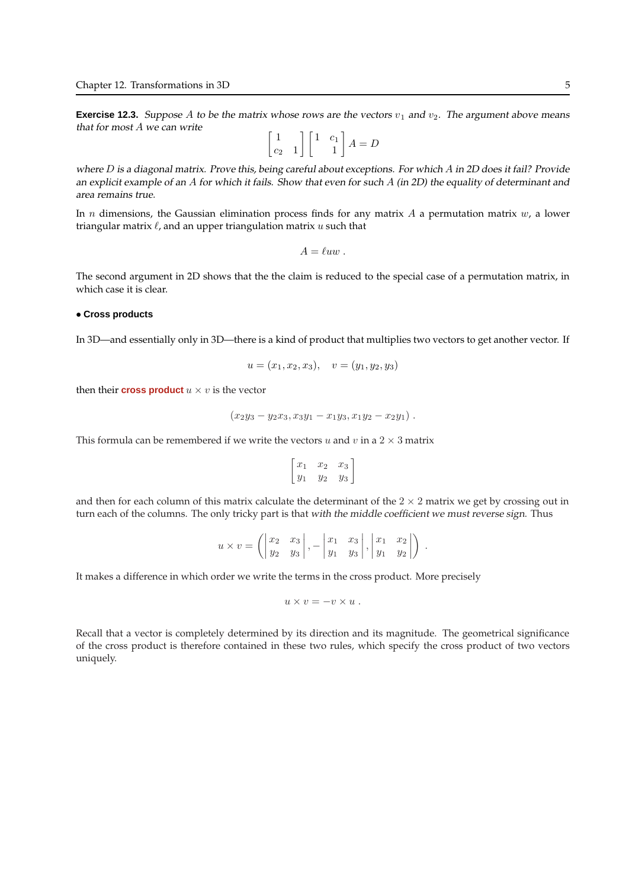**Exercise 12.3.** *Suppose $A$ to be the matrix whose rows are the vectors $v_1$ and $v_2$. The argument above means that for most $A$ we can write*

$$\begin{bmatrix} 1 & \\ c_2 & 1 \end{bmatrix} \begin{bmatrix} 1 & c_1 \\ & 1 \end{bmatrix} A = D$$

*where $D$ is a diagonal matrix. Prove this, being careful about exceptions. For which $A$ in 2D does it fail? Provide an explicit example of an $A$ for which it fails. Show that even for such $A$ (in 2D) the equality of determinant and area remains true.*

In $n$ dimensions, the Gaussian elimination process finds for any matrix $A$ a permutation matrix $w$, a lower triangular matrix $\ell$, and an upper triangulation matrix $u$ such that

$$A = \ell u w \ .$$

The second argument in 2D shows that the the claim is reduced to the special case of a permutation matrix, in which case it is clear.

### • Cross products

In 3D—and essentially only in 3D—there is a kind of product that multiplies two vectors to get another vector. If

$$u = (x_1, x_2, x_3), \quad v = (y_1, y_2, y_3)$$

then their **cross product** $u \times v$ is the vector

$$(x_2 y_3 - y_2 x_3, x_3 y_1 - x_1 y_3, x_1 y_2 - x_2 y_1) \ .$$

This formula can be remembered if we write the vectors $u$ and $v$ in a $2 \times 3$ matrix

$$\begin{bmatrix} x_1 & x_2 & x_3 \\ y_1 & y_2 & y_3 \end{bmatrix}$$

and then for each column of this matrix calculate the determinant of the $2 \times 2$ matrix we get by crossing out in turn each of the columns. The only tricky part is that *with the middle coefficient we must reverse sign*. Thus

$$u \times v = \left( \begin{vmatrix} x_2 & x_3 \\ y_2 & y_3 \end{vmatrix}, - \begin{vmatrix} x_1 & x_3 \\ y_1 & y_3 \end{vmatrix}, \begin{vmatrix} x_1 & x_2 \\ y_1 & y_2 \end{vmatrix} \right) \ .$$

It makes a difference in which order we write the terms in the cross product. More precisely

$$u \times v = -v \times u \ .$$

Recall that a vector is completely determined by its direction and its magnitude. The geometrical significance of the cross product is therefore contained in these two rules, which specify the cross product of two vectors uniquely.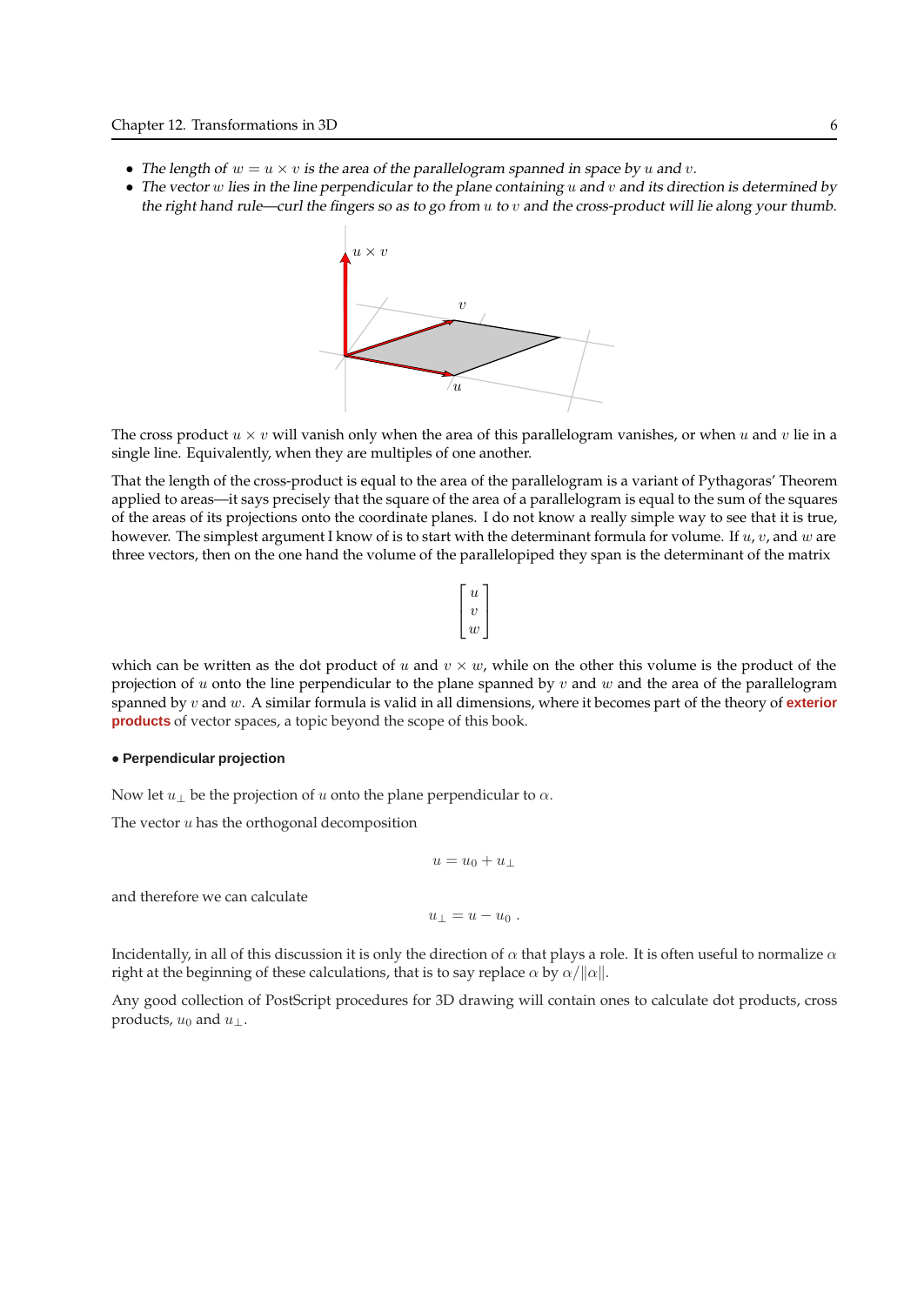- *The length of $w = u \times v$ is the area of the parallelogram spanned in space by $u$ and $v$.*
- *The vector $w$ lies in the line perpendicular to the plane containing $u$ and $v$ and its direction is determined by the right hand rule—curl the fingers so as to go from $u$ to $v$ and the cross-product will lie along your thumb.*

$u \times v$

$v$

$u$

The cross product $u \times v$ will vanish only when the area of this parallelogram vanishes, or when $u$ and $v$ lie in a single line. Equivalently, when they are multiples of one another.

That the length of the cross-product is equal to the area of the parallelogram is a variant of Pythagoras' Theorem applied to areas—it says precisely that the square of the area of a parallelogram is equal to the sum of the squares of the areas of its projections onto the coordinate planes. I do not know a really simple way to see that it is true, however. The simplest argument I know of is to start with the determinant formula for volume. If $u$, $v$, and $w$ are three vectors, then on the one hand the volume of the parallelopiped they span is the determinant of the matrix

$$\begin{bmatrix} u \\ v \\ w \end{bmatrix}$$

which can be written as the dot product of $u$ and $v \times w$, while on the other this volume is the product of the projection of $u$ onto the line perpendicular to the plane spanned by $v$ and $w$ and the area of the parallelogram spanned by $v$ and $w$. A similar formula is valid in all dimensions, where it becomes part of the theory of **exterior products** of vector spaces, a topic beyond the scope of this book.

**• Perpendicular projection**

Now let $u_\perp$ be the projection of $u$ onto the plane perpendicular to $\alpha$.

The vector $u$ has the orthogonal decomposition

$$u = u_0 + u_\perp$$

and therefore we can calculate

$$u_\perp = u - u_0 \,.$$

Incidentally, in all of this discussion it is only the direction of $\alpha$ that plays a role. It is often useful to normalize $\alpha$ right at the beginning of these calculations, that is to say replace $\alpha$ by $\alpha/\|\alpha\|$.

Any good collection of PostScript procedures for 3D drawing will contain ones to calculate dot products, cross products, $u_0$ and $u_\perp$.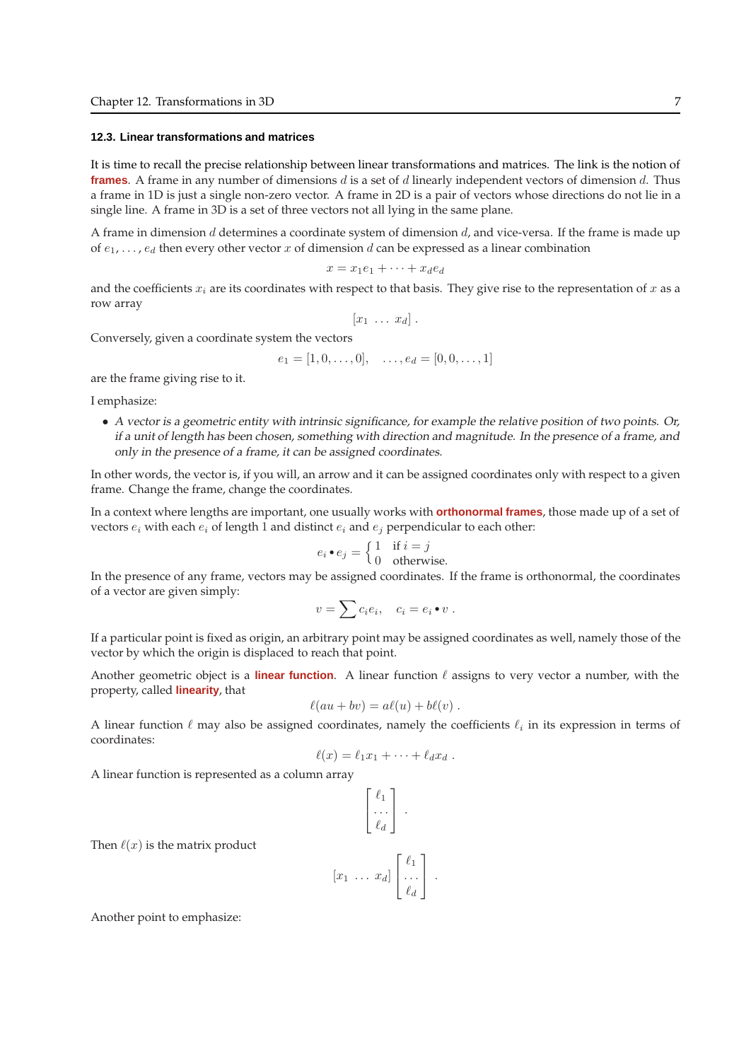### 12.3. Linear transformations and matrices

It is time to recall the precise relationship between linear transformations and matrices. The link is the notion of **frames**. A frame in any number of dimensions $d$ is a set of $d$ linearly independent vectors of dimension $d$. Thus a frame in 1D is just a single non-zero vector. A frame in 2D is a pair of vectors whose directions do not lie in a single line. A frame in 3D is a set of three vectors not all lying in the same plane.

A frame in dimension $d$ determines a coordinate system of dimension $d$, and vice-versa. If the frame is made up of $e_1, \ldots, e_d$ then every other vector $x$ of dimension $d$ can be expressed as a linear combination

$$x = x_1 e_1 + \cdots + x_d e_d$$

and the coefficients $x_i$ are its coordinates with respect to that basis. They give rise to the representation of $x$ as a row array

$$[x_1 \ \ldots \ x_d] \ .$$

Conversely, given a coordinate system the vectors

$$e_1 = [1, 0, \ldots, 0], \quad \ldots, e_d = [0, 0, \ldots, 1]$$

are the frame giving rise to it.

I emphasize:

- *A vector is a geometric entity with intrinsic significance, for example the relative position of two points. Or, if a unit of length has been chosen, something with direction and magnitude. In the presence of a frame, and only in the presence of a frame, it can be assigned coordinates.*

In other words, the vector is, if you will, an arrow and it can be assigned coordinates only with respect to a given frame. Change the frame, change the coordinates.

In a context where lengths are important, one usually works with **orthonormal frames**, those made up of a set of vectors $e_i$ with each $e_i$ of length 1 and distinct $e_i$ and $e_j$ perpendicular to each other:

$$e_i \bullet e_j = \begin{cases} 1 & \text{if } i = j \\ 0 & \text{otherwise.} \end{cases}$$

In the presence of any frame, vectors may be assigned coordinates. If the frame is orthonormal, the coordinates of a vector are given simply:

$$v = \sum c_i e_i, \quad c_i = e_i \bullet v \ .$$

If a particular point is fixed as origin, an arbitrary point may be assigned coordinates as well, namely those of the vector by which the origin is displaced to reach that point.

Another geometric object is a **linear function**. A linear function $\ell$ assigns to very vector a number, with the property, called **linearity**, that

$$\ell(au + bv) = a\ell(u) + b\ell(v) \ .$$

A linear function $\ell$ may also be assigned coordinates, namely the coefficients $\ell_i$ in its expression in terms of coordinates:

$$\ell(x) = \ell_1 x_1 + \cdots + \ell_d x_d \ .$$

A linear function is represented as a column array

$$\begin{bmatrix} \ell_1 \\ \ldots \\ \ell_d \end{bmatrix} \ .$$

Then $\ell(x)$ is the matrix product

$$[x_1 \ \ldots \ x_d] \begin{bmatrix} \ell_1 \\ \ldots \\ \ell_d \end{bmatrix} \ .$$

Another point to emphasize: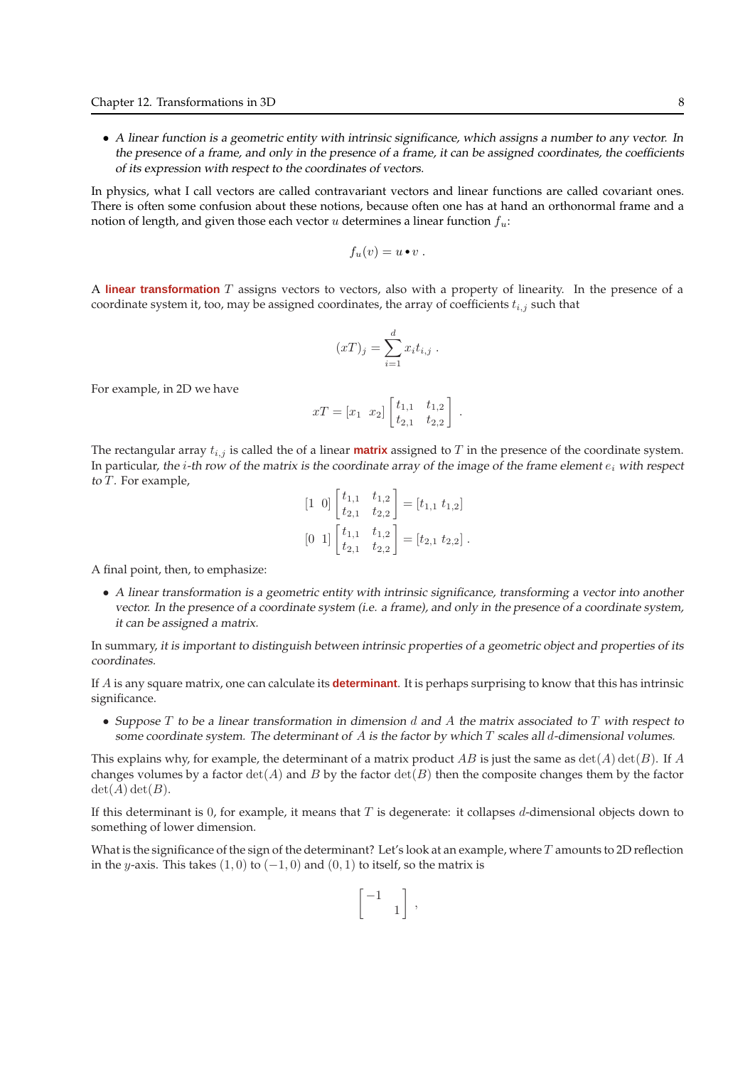- *A linear function is a geometric entity with intrinsic significance, which assigns a number to any vector. In the presence of a frame, and only in the presence of a frame, it can be assigned coordinates, the coefficients of its expression with respect to the coordinates of vectors.*

In physics, what I call vectors are called contravariant vectors and linear functions are called covariant ones. There is often some confusion about these notions, because often one has at hand an orthonormal frame and a notion of length, and given those each vector $u$ determines a linear function $f_u$:

$$f_u(v) = u \bullet v \; .$$

A **linear transformation** $T$ assigns vectors to vectors, also with a property of linearity. In the presence of a coordinate system it, too, may be assigned coordinates, the array of coefficients $t_{i,j}$ such that

$$(xT)_j = \sum_{i=1}^{d} x_i t_{i,j} \; .$$

For example, in 2D we have

$$xT = [x_1 \;\; x_2] \begin{bmatrix} t_{1,1} & t_{1,2} \\ t_{2,1} & t_{2,2} \end{bmatrix} \; .$$

The rectangular array $t_{i,j}$ is called the of a linear **matrix** assigned to $T$ in the presence of the coordinate system. In particular, *the $i$-th row of the matrix is the coordinate array of the image of the frame element $e_i$ with respect to $T$*. For example,

$$[1 \;\; 0] \begin{bmatrix} t_{1,1} & t_{1,2} \\ t_{2,1} & t_{2,2} \end{bmatrix} = [t_{1,1} \; t_{1,2}]$$

$$[0 \;\; 1] \begin{bmatrix} t_{1,1} & t_{1,2} \\ t_{2,1} & t_{2,2} \end{bmatrix} = [t_{2,1} \; t_{2,2}] \; .$$

A final point, then, to emphasize:

- *A linear transformation is a geometric entity with intrinsic significance, transforming a vector into another vector. In the presence of a coordinate system (i.e. a frame), and only in the presence of a coordinate system, it can be assigned a matrix.*

In summary, *it is important to distinguish between intrinsic properties of a geometric object and properties of its coordinates.*

If $A$ is any square matrix, one can calculate its **determinant**. It is perhaps surprising to know that this has intrinsic significance.

- *Suppose $T$ to be a linear transformation in dimension $d$ and $A$ the matrix associated to $T$ with respect to some coordinate system. The determinant of $A$ is the factor by which $T$ scales all $d$-dimensional volumes.*

This explains why, for example, the determinant of a matrix product $AB$ is just the same as $\det(A)\det(B)$. If $A$ changes volumes by a factor $\det(A)$ and $B$ by the factor $\det(B)$ then the composite changes them by the factor $\det(A)\det(B)$.

If this determinant is 0, for example, it means that $T$ is degenerate: it collapses $d$-dimensional objects down to something of lower dimension.

What is the significance of the sign of the determinant? Let's look at an example, where $T$ amounts to 2D reflection in the $y$-axis. This takes $(1, 0)$ to $(-1, 0)$ and $(0, 1)$ to itself, so the matrix is

$$\begin{bmatrix} -1 & \\ & 1 \end{bmatrix} ,$$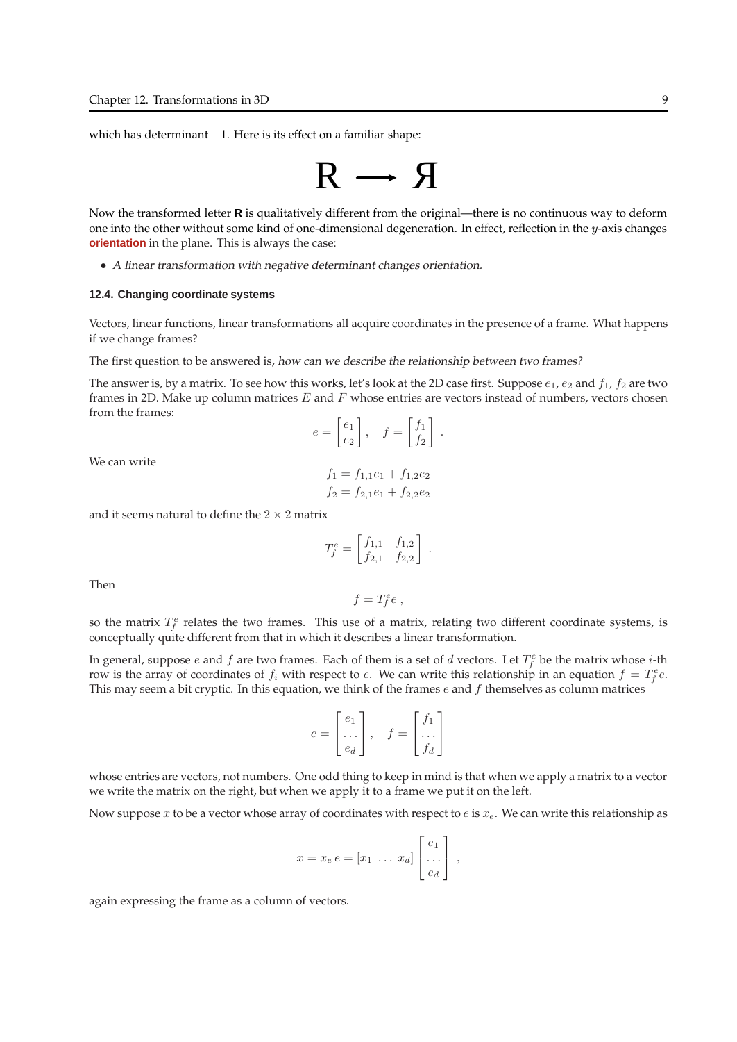which has determinant $-1$. Here is its effect on a familiar shape:

R ⟶ Я

Now the transformed letter **R** is qualitatively different from the original—there is no continuous way to deform one into the other without some kind of one-dimensional degeneration. In effect, reflection in the $y$-axis changes **orientation** in the plane. This is always the case:

- *A linear transformation with negative determinant changes orientation.*

#### 12.4. Changing coordinate systems

Vectors, linear functions, linear transformations all acquire coordinates in the presence of a frame. What happens if we change frames?

The first question to be answered is, *how can we describe the relationship between two frames?*

The answer is, by a matrix. To see how this works, let's look at the 2D case first. Suppose $e_1$, $e_2$ and $f_1$, $f_2$ are two frames in 2D. Make up column matrices $E$ and $F$ whose entries are vectors instead of numbers, vectors chosen from the frames:

$$e = \begin{bmatrix} e_1 \\ e_2 \end{bmatrix}, \quad f = \begin{bmatrix} f_1 \\ f_2 \end{bmatrix} .$$

We can write

$$\begin{aligned} f_1 &= f_{1,1} e_1 + f_{1,2} e_2 \\ f_2 &= f_{2,1} e_1 + f_{2,2} e_2 \end{aligned}$$

and it seems natural to define the $2 \times 2$ matrix

$$T_f^e = \begin{bmatrix} f_{1,1} & f_{1,2} \\ f_{2,1} & f_{2,2} \end{bmatrix} .$$

Then

$$f = T_f^e \, e \, ,$$

so the matrix $T_f^e$ relates the two frames. This use of a matrix, relating two different coordinate systems, is conceptually quite different from that in which it describes a linear transformation.

In general, suppose $e$ and $f$ are two frames. Each of them is a set of $d$ vectors. Let $T_f^e$ be the matrix whose $i$-th row is the array of coordinates of $f_i$ with respect to $e$. We can write this relationship in an equation $f = T_f^e e$. This may seem a bit cryptic. In this equation, we think of the frames $e$ and $f$ themselves as column matrices

$$e = \begin{bmatrix} e_1 \\ \dots \\ e_d \end{bmatrix}, \quad f = \begin{bmatrix} f_1 \\ \dots \\ f_d \end{bmatrix}$$

whose entries are vectors, not numbers. One odd thing to keep in mind is that when we apply a matrix to a vector we write the matrix on the right, but when we apply it to a frame we put it on the left.

Now suppose $x$ to be a vector whose array of coordinates with respect to $e$ is $x_e$. We can write this relationship as

$$x = x_e \, e = [x_1 \; \dots \; x_d] \begin{bmatrix} e_1 \\ \dots \\ e_d \end{bmatrix} ,$$

again expressing the frame as a column of vectors.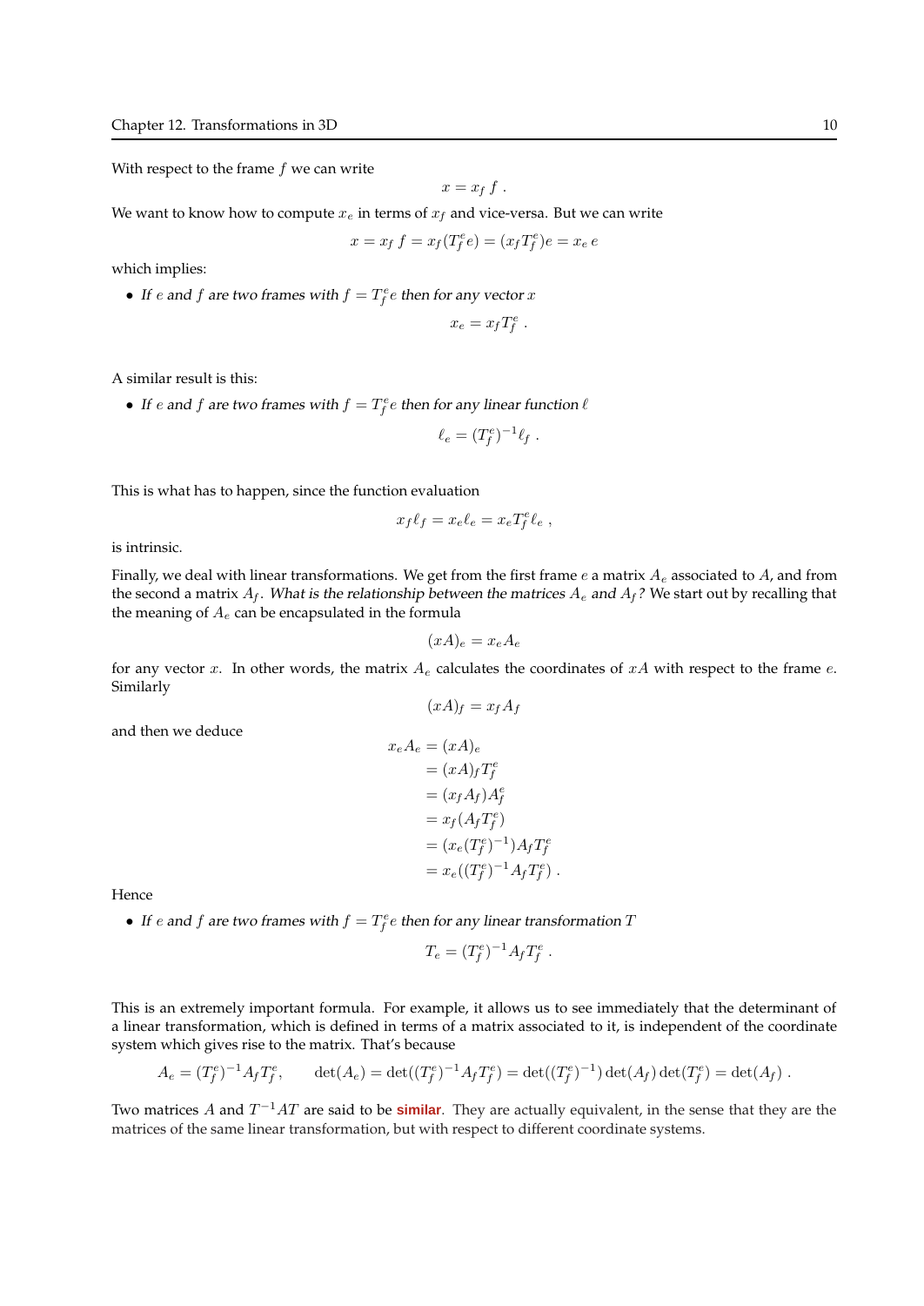With respect to the frame $f$ we can write

$$x = x_f \, f \, .$$

We want to know how to compute $x_e$ in terms of $x_f$ and vice-versa. But we can write

$$x = x_f \, f = x_f (T^e_f e) = (x_f T^e_f) e = x_e \, e$$

which implies:

- *If $e$ and $f$ are two frames with $f = T^e_f e$ then for any vector $x$*

$$x_e = x_f T^e_f \, .$$

A similar result is this:

- *If $e$ and $f$ are two frames with $f = T^e_f e$ then for any linear function $\ell$*

$$\ell_e = (T^e_f)^{-1} \ell_f \, .$$

This is what has to happen, since the function evaluation

$$x_f \ell_f = x_e \ell_e = x_e T^e_f \ell_e \, ,$$

is intrinsic.

Finally, we deal with linear transformations. We get from the first frame $e$ a matrix $A_e$ associated to $A$, and from the second a matrix $A_f$. *What is the relationship between the matrices $A_e$ and $A_f$?* We start out by recalling that the meaning of $A_e$ can be encapsulated in the formula

$$(xA)_e = x_e A_e$$

for any vector $x$. In other words, the matrix $A_e$ calculates the coordinates of $xA$ with respect to the frame $e$. Similarly

$$(xA)_f = x_f A_f$$

and then we deduce

$$\begin{aligned}
x_e A_e &= (xA)_e \\
&= (xA)_f T^e_f \\
&= (x_f A_f) A^e_f \\
&= x_f (A_f T^e_f) \\
&= (x_e (T^e_f)^{-1}) A_f T^e_f \\
&= x_e ((T^e_f)^{-1} A_f T^e_f) \, .
\end{aligned}$$

Hence

- *If $e$ and $f$ are two frames with $f = T^e_f e$ then for any linear transformation $T$*

$$T_e = (T^e_f)^{-1} A_f T^e_f \, .$$

This is an extremely important formula. For example, it allows us to see immediately that the determinant of a linear transformation, which is defined in terms of a matrix associated to it, is independent of the coordinate system which gives rise to the matrix. That's because

$$A_e = (T^e_f)^{-1} A_f T^e_f, \qquad \det(A_e) = \det((T^e_f)^{-1} A_f T^e_f) = \det((T^e_f)^{-1}) \det(A_f) \det(T^e_f) = \det(A_f) \, .$$

Two matrices $A$ and $T^{-1}AT$ are said to be **similar**. They are actually equivalent, in the sense that they are the matrices of the same linear transformation, but with respect to different coordinate systems.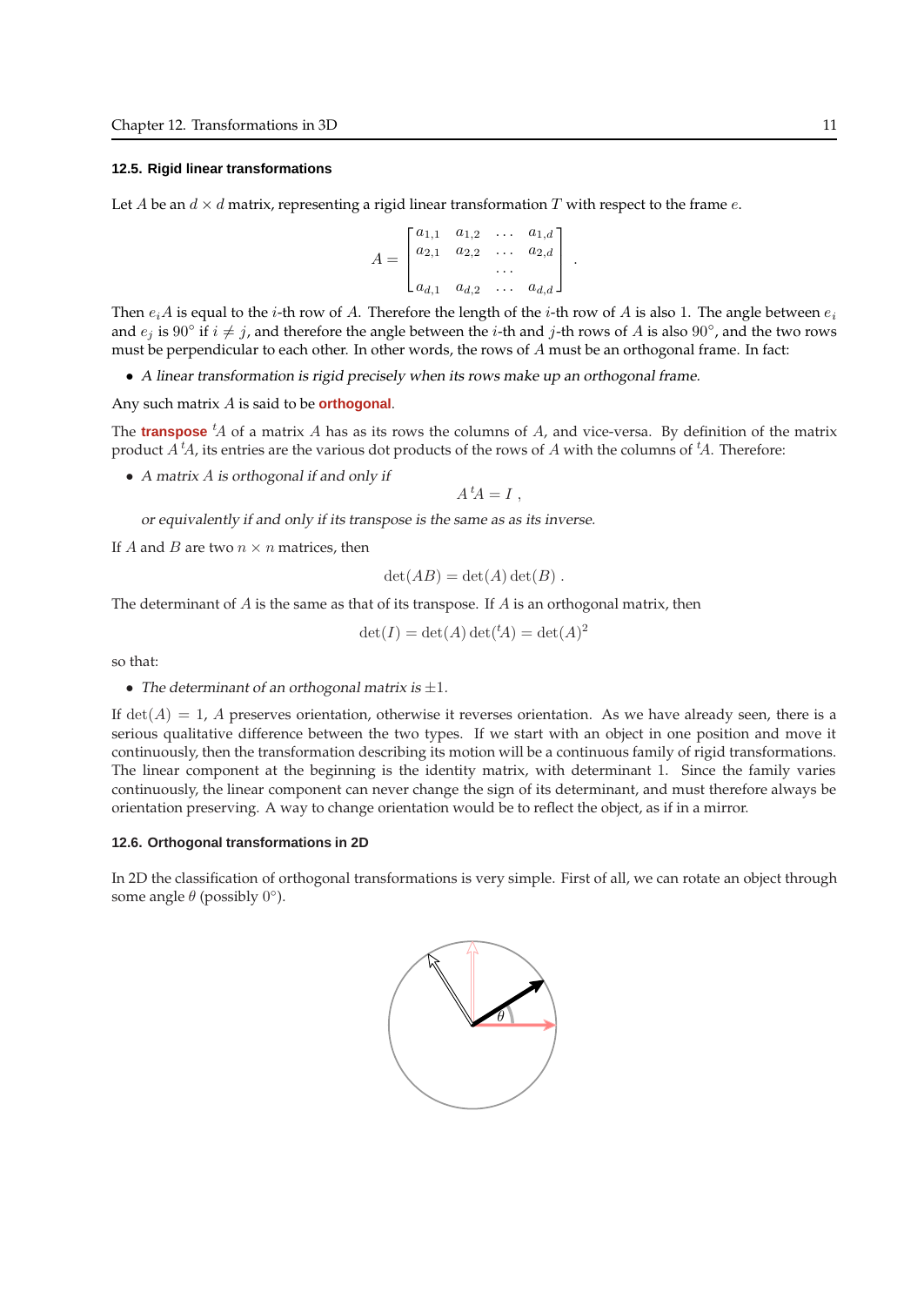### 12.5. Rigid linear transformations

Let $A$ be an $d \times d$ matrix, representing a rigid linear transformation $T$ with respect to the frame $e$.

$$A = \begin{bmatrix} a_{1,1} & a_{1,2} & \dots & a_{1,d} \\ a_{2,1} & a_{2,2} & \dots & a_{2,d} \\ & & \dots & \\ a_{d,1} & a_{d,2} & \dots & a_{d,d} \end{bmatrix} .$$

Then $e_i A$ is equal to the $i$-th row of $A$. Therefore the length of the $i$-th row of $A$ is also 1. The angle between $e_i$ and $e_j$ is $90^\circ$ if $i \neq j$, and therefore the angle between the $i$-th and $j$-th rows of $A$ is also $90^\circ$, and the two rows must be perpendicular to each other. In other words, the rows of $A$ must be an orthogonal frame. In fact:

- *A linear transformation is rigid precisely when its rows make up an orthogonal frame.*

Any such matrix $A$ is said to be **orthogonal**.

The **transpose** ${}^tA$ of a matrix $A$ has as its rows the columns of $A$, and vice-versa. By definition of the matrix product $A\,{}^tA$, its entries are the various dot products of the rows of $A$ with the columns of ${}^tA$. Therefore:

- *A matrix $A$ is orthogonal if and only if*

$$A\,{}^tA = I ,$$

*or equivalently if and only if its transpose is the same as as its inverse.*

If $A$ and $B$ are two $n \times n$ matrices, then

$$\det(AB) = \det(A)\det(B) .$$

The determinant of $A$ is the same as that of its transpose. If $A$ is an orthogonal matrix, then

$$\det(I) = \det(A)\det({}^tA) = \det(A)^2$$

so that:

- *The determinant of an orthogonal matrix is $\pm 1$.*

If $\det(A) = 1$, $A$ preserves orientation, otherwise it reverses orientation. As we have already seen, there is a serious qualitative difference between the two types. If we start with an object in one position and move it continuously, then the transformation describing its motion will be a continuous family of rigid transformations. The linear component at the beginning is the identity matrix, with determinant 1. Since the family varies continuously, the linear component can never change the sign of its determinant, and must therefore always be orientation preserving. A way to change orientation would be to reflect the object, as if in a mirror.

### 12.6. Orthogonal transformations in 2D

In 2D the classification of orthogonal transformations is very simple. First of all, we can rotate an object through some angle $\theta$ (possibly $0^\circ$).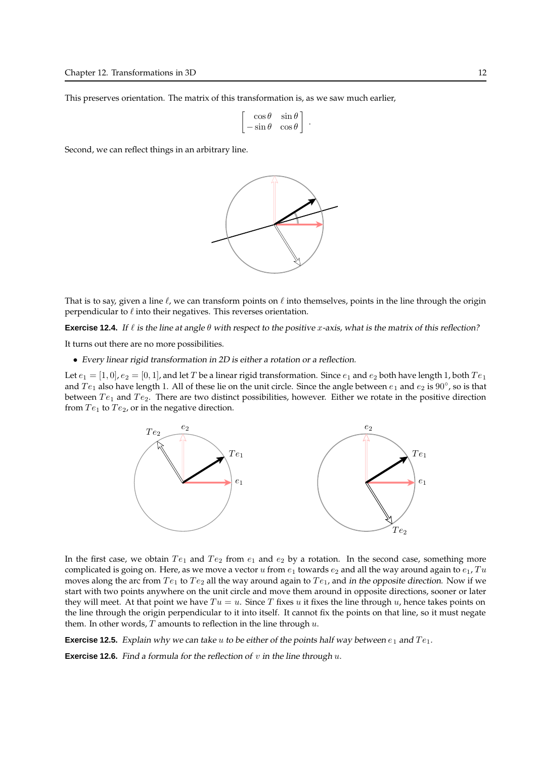This preserves orientation. The matrix of this transformation is, as we saw much earlier,

$$\begin{bmatrix} \cos\theta & \sin\theta \\ -\sin\theta & \cos\theta \end{bmatrix}.$$

Second, we can reflect things in an arbitrary line.

That is to say, given a line $\ell$, we can transform points on $\ell$ into themselves, points in the line through the origin perpendicular to $\ell$ into their negatives. This reverses orientation.

**Exercise 12.4.** *If $\ell$ is the line at angle $\theta$ with respect to the positive $x$-axis, what is the matrix of this reflection?*

It turns out there are no more possibilities.

- *Every linear rigid transformation in 2D is either a rotation or a reflection.*

Let $e_1 = [1, 0]$, $e_2 = [0, 1]$, and let $T$ be a linear rigid transformation. Since $e_1$ and $e_2$ both have length 1, both $Te_1$ and $Te_1$ also have length 1. All of these lie on the unit circle. Since the angle between $e_1$ and $e_2$ is $90^\circ$, so is that between $Te_1$ and $Te_2$. There are two distinct possibilities, however. Either we rotate in the positive direction from $Te_1$ to $Te_2$, or in the negative direction.

In the first case, we obtain $Te_1$ and $Te_2$ from $e_1$ and $e_2$ by a rotation. In the second case, something more complicated is going on. Here, as we move a vector $u$ from $e_1$ towards $e_2$ and all the way around again to $e_1$, $Tu$ moves along the arc from $Te_1$ to $Te_2$ all the way around again to $Te_1$, and *in the opposite direction*. Now if we start with two points anywhere on the unit circle and move them around in opposite directions, sooner or later they will meet. At that point we have $Tu = u$. Since $T$ fixes $u$ it fixes the line through $u$, hence takes points on the line through the origin perpendicular to it into itself. It cannot fix the points on that line, so it must negate them. In other words, $T$ amounts to reflection in the line through $u$.

**Exercise 12.5.** *Explain why we can take $u$ to be either of the points half way between $e_1$ and $Te_1$.*

**Exercise 12.6.** *Find a formula for the reflection of $v$ in the line through $u$.*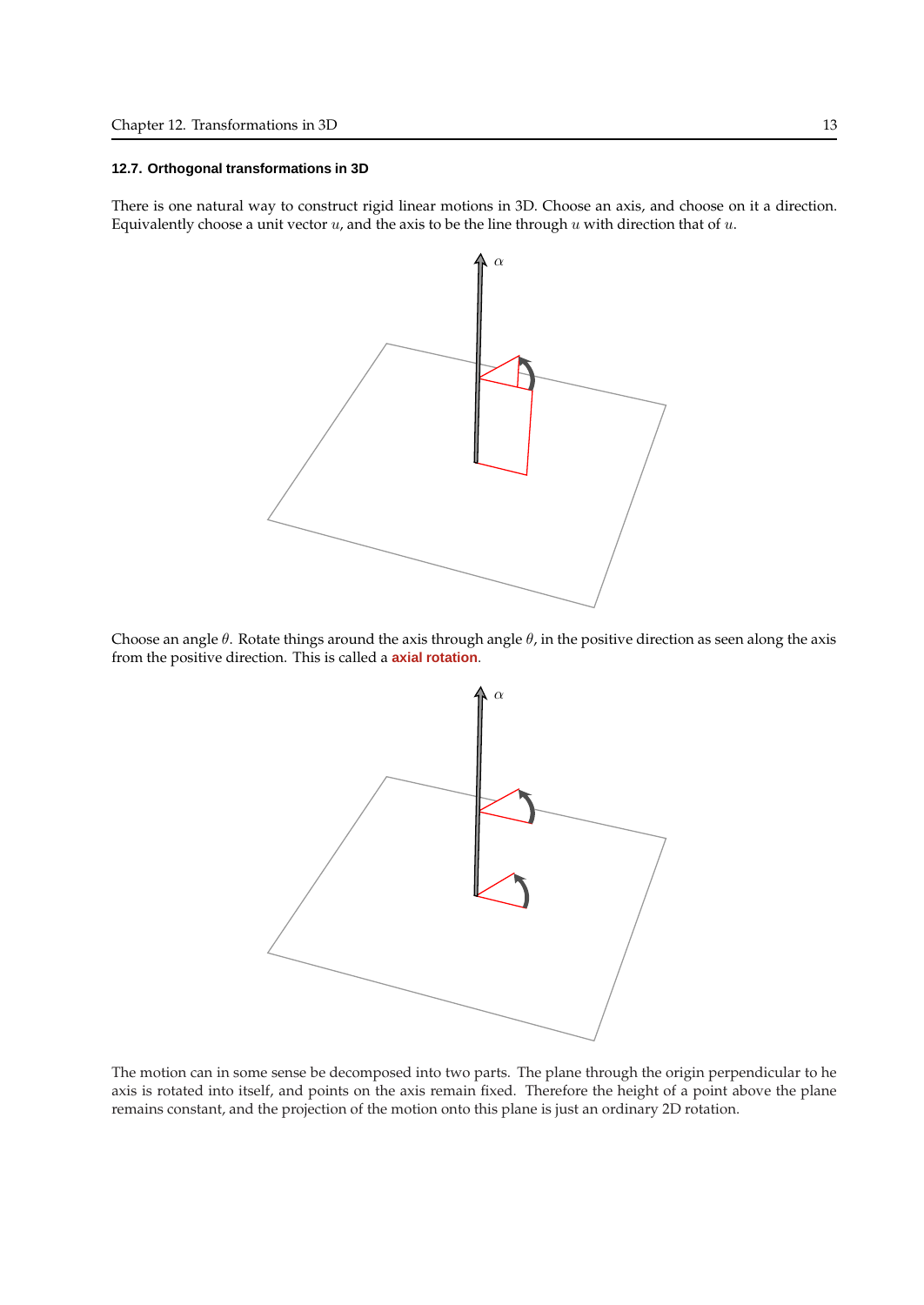### 12.7. Orthogonal transformations in 3D

There is one natural way to construct rigid linear motions in 3D. Choose an axis, and choose on it a direction. Equivalently choose a unit vector $u$, and the axis to be the line through $u$ with direction that of $u$.

Choose an angle $\theta$. Rotate things around the axis through angle $\theta$, in the positive direction as seen along the axis from the positive direction. This is called a **axial rotation**.

The motion can in some sense be decomposed into two parts. The plane through the origin perpendicular to he axis is rotated into itself, and points on the axis remain fixed. Therefore the height of a point above the plane remains constant, and the projection of the motion onto this plane is just an ordinary 2D rotation.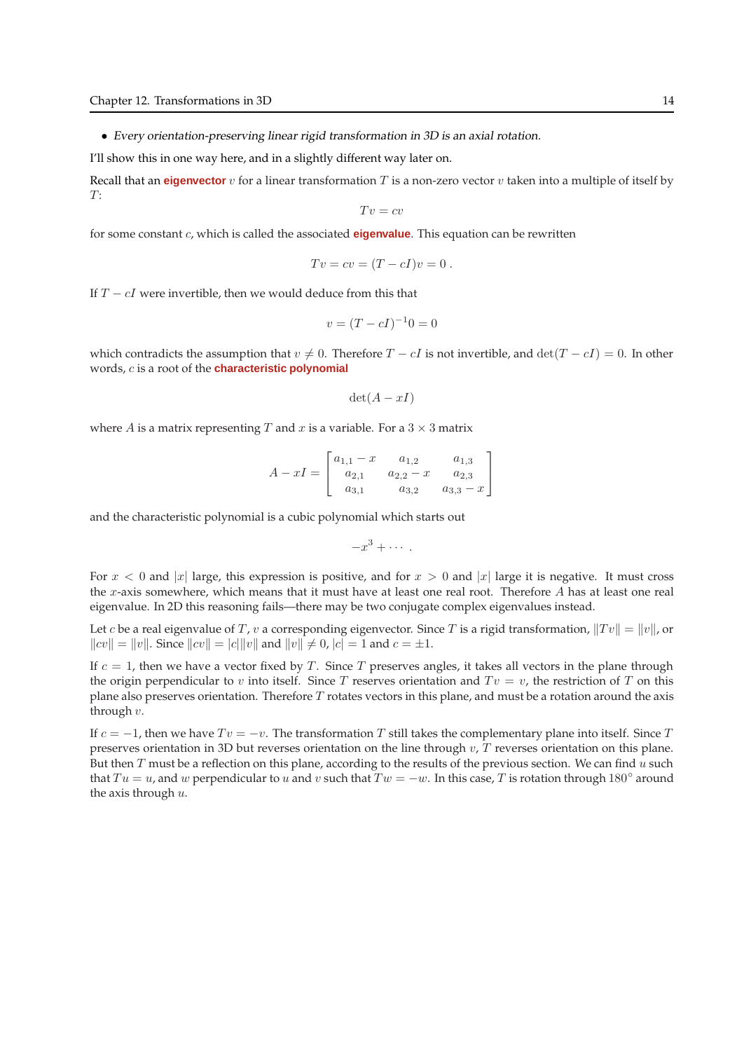- *Every orientation-preserving linear rigid transformation in 3D is an axial rotation.*

I'll show this in one way here, and in a slightly different way later on.

Recall that an **eigenvector** $v$ for a linear transformation $T$ is a non-zero vector $v$ taken into a multiple of itself by $T$:

$$Tv = cv$$

for some constant $c$, which is called the associated **eigenvalue**. This equation can be rewritten

$$Tv = cv = (T - cI)v = 0 \, .$$

If $T - cI$ were invertible, then we would deduce from this that

$$v = (T - cI)^{-1} 0 = 0$$

which contradicts the assumption that $v \neq 0$. Therefore $T - cI$ is not invertible, and $\det(T - cI) = 0$. In other words, $c$ is a root of the **characteristic polynomial**

$$\det(A - xI)$$

where $A$ is a matrix representing $T$ and $x$ is a variable. For a $3 \times 3$ matrix

$$A - xI = \begin{bmatrix} a_{1,1} - x & a_{1,2} & a_{1,3} \\ a_{2,1} & a_{2,2} - x & a_{2,3} \\ a_{3,1} & a_{3,2} & a_{3,3} - x \end{bmatrix}$$

and the characteristic polynomial is a cubic polynomial which starts out

$$-x^3 + \cdots \, .$$

For $x < 0$ and $|x|$ large, this expression is positive, and for $x > 0$ and $|x|$ large it is negative. It must cross the $x$-axis somewhere, which means that it must have at least one real root. Therefore $A$ has at least one real eigenvalue. In 2D this reasoning fails—there may be two conjugate complex eigenvalues instead.

Let $c$ be a real eigenvalue of $T$, $v$ a corresponding eigenvector. Since $T$ is a rigid transformation, $\|Tv\| = \|v\|$, or $\|cv\| = \|v\|$. Since $\|cv\| = |c|\|v\|$ and $\|v\| \neq 0$, $|c| = 1$ and $c = \pm 1$.

If $c = 1$, then we have a vector fixed by $T$. Since $T$ preserves angles, it takes all vectors in the plane through the origin perpendicular to $v$ into itself. Since $T$ reserves orientation and $Tv = v$, the restriction of $T$ on this plane also preserves orientation. Therefore $T$ rotates vectors in this plane, and must be a rotation around the axis through $v$.

If $c = -1$, then we have $Tv = -v$. The transformation $T$ still takes the complementary plane into itself. Since $T$ preserves orientation in 3D but reverses orientation on the line through $v$, $T$ reverses orientation on this plane. But then $T$ must be a reflection on this plane, according to the results of the previous section. We can find $u$ such that $Tu = u$, and $w$ perpendicular to $u$ and $v$ such that $Tw = -w$. In this case, $T$ is rotation through $180^\circ$ around the axis through $u$.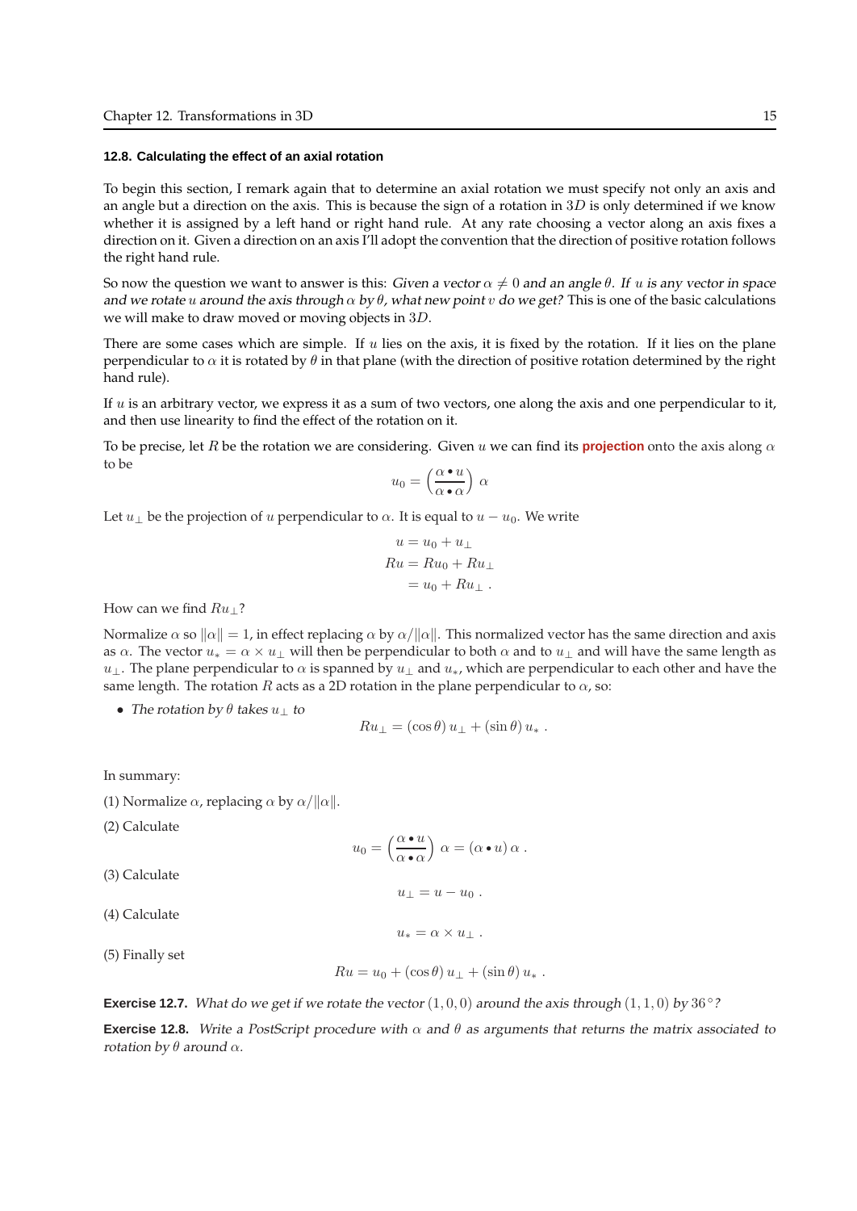### 12.8. Calculating the effect of an axial rotation

To begin this section, I remark again that to determine an axial rotation we must specify not only an axis and an angle but a direction on the axis. This is because the sign of a rotation in $3D$ is only determined if we know whether it is assigned by a left hand or right hand rule. At any rate choosing a vector along an axis fixes a direction on it. Given a direction on an axis I'll adopt the convention that the direction of positive rotation follows the right hand rule.

So now the question we want to answer is this: *Given a vector $\alpha \neq 0$ and an angle $\theta$. If $u$ is any vector in space and we rotate $u$ around the axis through $\alpha$ by $\theta$, what new point $v$ do we get?* This is one of the basic calculations we will make to draw moved or moving objects in $3D$.

There are some cases which are simple. If $u$ lies on the axis, it is fixed by the rotation. If it lies on the plane perpendicular to $\alpha$ it is rotated by $\theta$ in that plane (with the direction of positive rotation determined by the right hand rule).

If $u$ is an arbitrary vector, we express it as a sum of two vectors, one along the axis and one perpendicular to it, and then use linearity to find the effect of the rotation on it.

To be precise, let $R$ be the rotation we are considering. Given $u$ we can find its **projection** onto the axis along $\alpha$ to be

$$u_0 = \left(\frac{\alpha \bullet u}{\alpha \bullet \alpha}\right) \alpha$$

Let $u_\perp$ be the projection of $u$ perpendicular to $\alpha$. It is equal to $u - u_0$. We write

$$\begin{aligned} u &= u_0 + u_\perp \\ Ru &= Ru_0 + Ru_\perp \\ &= u_0 + Ru_\perp \,. \end{aligned}$$

How can we find $Ru_\perp$?

Normalize $\alpha$ so $\|\alpha\| = 1$, in effect replacing $\alpha$ by $\alpha/\|\alpha\|$. This normalized vector has the same direction and axis as $\alpha$. The vector $u_* = \alpha \times u_\perp$ will then be perpendicular to both $\alpha$ and to $u_\perp$ and will have the same length as $u_\perp$. The plane perpendicular to $\alpha$ is spanned by $u_\perp$ and $u_*$, which are perpendicular to each other and have the same length. The rotation $R$ acts as a 2D rotation in the plane perpendicular to $\alpha$, so:

- *The rotation by $\theta$ takes $u_\perp$ to*

$$Ru_\perp = (\cos\theta)\, u_\perp + (\sin\theta)\, u_* \,.$$

In summary:

(1) Normalize $\alpha$, replacing $\alpha$ by $\alpha/\|\alpha\|$.

(2) Calculate

$$u_0 = \left(\frac{\alpha \bullet u}{\alpha \bullet \alpha}\right) \alpha = (\alpha \bullet u)\, \alpha \,.$$

(3) Calculate

$$u_\perp = u - u_0 \,.$$

(4) Calculate

$$u_* = \alpha \times u_\perp \,.$$

(5) Finally set

$$Ru = u_0 + (\cos\theta)\, u_\perp + (\sin\theta)\, u_* \,.$$

**Exercise 12.7.** *What do we get if we rotate the vector $(1, 0, 0)$ around the axis through $(1, 1, 0)$ by $36°$?*

**Exercise 12.8.** *Write a PostScript procedure with $\alpha$ and $\theta$ as arguments that returns the matrix associated to rotation by $\theta$ around $\alpha$.*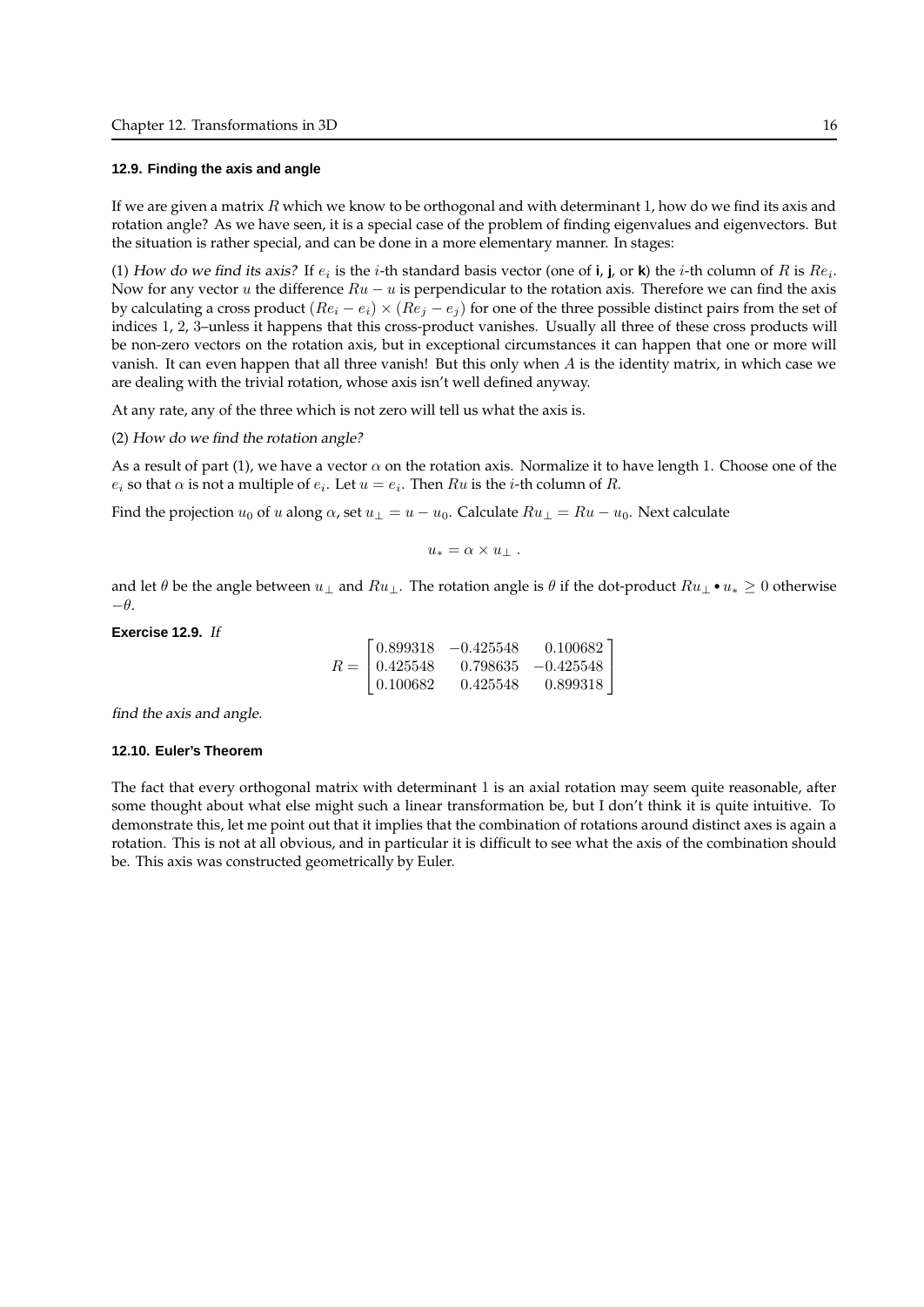## 12.9. Finding the axis and angle

If we are given a matrix $R$ which we know to be orthogonal and with determinant 1, how do we find its axis and rotation angle? As we have seen, it is a special case of the problem of finding eigenvalues and eigenvectors. But the situation is rather special, and can be done in a more elementary manner. In stages:

(1) *How do we find its axis?* If $e_i$ is the $i$-th standard basis vector (one of **i**, **j**, or **k**) the $i$-th column of $R$ is $Re_i$. Now for any vector $u$ the difference $Ru - u$ is perpendicular to the rotation axis. Therefore we can find the axis by calculating a cross product $(Re_i - e_i) \times (Re_j - e_j)$ for one of the three possible distinct pairs from the set of indices 1, 2, 3–unless it happens that this cross-product vanishes. Usually all three of these cross products will be non-zero vectors on the rotation axis, but in exceptional circumstances it can happen that one or more will vanish. It can even happen that all three vanish! But this only when $A$ is the identity matrix, in which case we are dealing with the trivial rotation, whose axis isn't well defined anyway.

At any rate, any of the three which is not zero will tell us what the axis is.

(2) *How do we find the rotation angle?*

As a result of part (1), we have a vector $\alpha$ on the rotation axis. Normalize it to have length 1. Choose one of the $e_i$ so that $\alpha$ is not a multiple of $e_i$. Let $u = e_i$. Then $Ru$ is the $i$-th column of $R$.

Find the projection $u_0$ of $u$ along $\alpha$, set $u_\perp = u - u_0$. Calculate $Ru_\perp = Ru - u_0$. Next calculate

$$u_* = \alpha \times u_\perp \, .$$

and let $\theta$ be the angle between $u_\perp$ and $Ru_\perp$. The rotation angle is $\theta$ if the dot-product $Ru_\perp \bullet u_* \geq 0$ otherwise $-\theta$.

**Exercise 12.9.** *If*

$$R = \begin{bmatrix} 0.899318 & -0.425548 & 0.100682 \\ 0.425548 & 0.798635 & -0.425548 \\ 0.100682 & 0.425548 & 0.899318 \end{bmatrix}$$

*find the axis and angle.*

## 12.10. Euler's Theorem

The fact that every orthogonal matrix with determinant 1 is an axial rotation may seem quite reasonable, after some thought about what else might such a linear transformation be, but I don't think it is quite intuitive. To demonstrate this, let me point out that it implies that the combination of rotations around distinct axes is again a rotation. This is not at all obvious, and in particular it is difficult to see what the axis of the combination should be. This axis was constructed geometrically by Euler.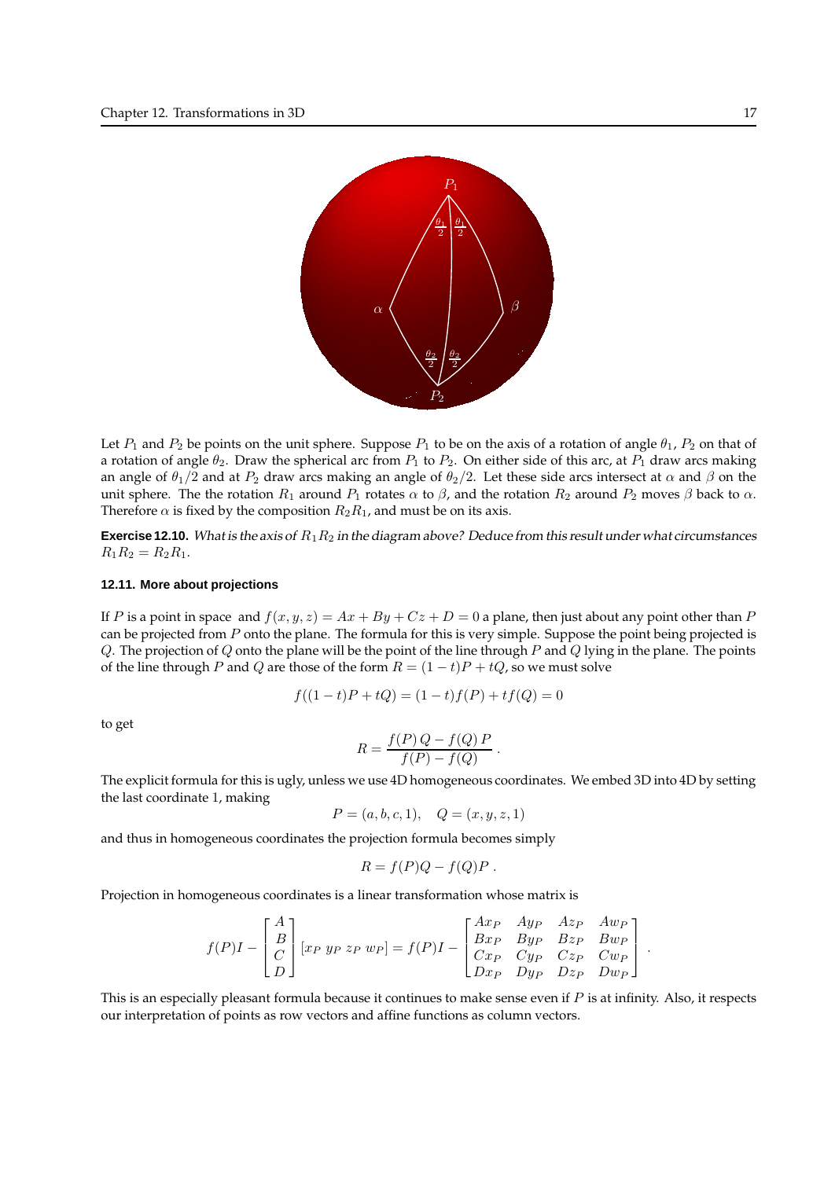Let $P_1$ and $P_2$ be points on the unit sphere. Suppose $P_1$ to be on the axis of a rotation of angle $\theta_1$, $P_2$ on that of a rotation of angle $\theta_2$. Draw the spherical arc from $P_1$ to $P_2$. On either side of this arc, at $P_1$ draw arcs making an angle of $\theta_1/2$ and at $P_2$ draw arcs making an angle of $\theta_2/2$. Let these side arcs intersect at $\alpha$ and $\beta$ on the unit sphere. The the rotation $R_1$ around $P_1$ rotates $\alpha$ to $\beta$, and the rotation $R_2$ around $P_2$ moves $\beta$ back to $\alpha$. Therefore $\alpha$ is fixed by the composition $R_2R_1$, and must be on its axis.

**Exercise 12.10.** *What is the axis of $R_1R_2$ in the diagram above? Deduce from this result under what circumstances $R_1R_2 = R_2R_1$.*

### 12.11. More about projections

If $P$ is a point in space and $f(x, y, z) = Ax + By + Cz + D = 0$ a plane, then just about any point other than $P$ can be projected from $P$ onto the plane. The formula for this is very simple. Suppose the point being projected is $Q$. The projection of $Q$ onto the plane will be the point of the line through $P$ and $Q$ lying in the plane. The points of the line through $P$ and $Q$ are those of the form $R = (1-t)P + tQ$, so we must solve

$$f((1-t)P + tQ) = (1-t)f(P) + tf(Q) = 0$$

to get

$$R = \frac{f(P)\,Q - f(Q)\,P}{f(P) - f(Q)}\,.$$

The explicit formula for this is ugly, unless we use 4D homogeneous coordinates. We embed 3D into 4D by setting the last coordinate 1, making

$$P = (a, b, c, 1), \quad Q = (x, y, z, 1)$$

and thus in homogeneous coordinates the projection formula becomes simply

$$R = f(P)Q - f(Q)P\,.$$

Projection in homogeneous coordinates is a linear transformation whose matrix is

$$f(P)I - \begin{bmatrix} A \\ B \\ C \\ D \end{bmatrix} [x_P \; y_P \; z_P \; w_P] = f(P)I - \begin{bmatrix} Ax_P & Ay_P & Az_P & Aw_P \\ Bx_P & By_P & Bz_P & Bw_P \\ Cx_P & Cy_P & Cz_P & Cw_P \\ Dx_P & Dy_P & Dz_P & Dw_P \end{bmatrix}.$$

This is an especially pleasant formula because it continues to make sense even if $P$ is at infinity. Also, it respects our interpretation of points as row vectors and affine functions as column vectors.